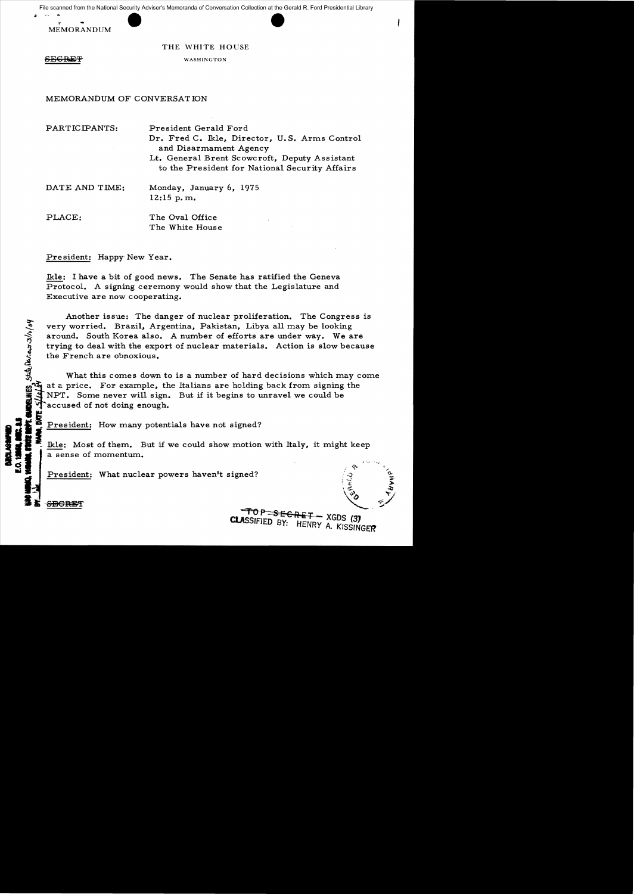File scanned from the National Security Adviser's Memoranda of Conversation Collection at the Gerald R. Ford Presidential Library

MEMORANDUM

THE WHITE HOUSE

~~SECRET~~ WASHINGTON

MEMORANDUM OF CONVERSATION

PARTICIPANTS: President Gerald Ford
Dr. Fred C. Ikle, Director, U.S. Arms Control and Disarmament Agency
Lt. General Brent Scowcroft, Deputy Assistant to the President for National Security Affairs

DATE AND TIME: Monday, January 6, 1975
12:15 p.m.

PLACE: The Oval Office
The White House

President: Happy New Year.

Ikle: I have a bit of good news. The Senate has ratified the Geneva Protocol. A signing ceremony would show that the Legislature and Executive are now cooperating.

Another issue: The danger of nuclear proliferation. The Congress is very worried. Brazil, Argentina, Pakistan, Libya all may be looking around. South Korea also. A number of efforts are under way. We are trying to deal with the export of nuclear materials. Action is slow because the French are obnoxious.

What this comes down to is a number of hard decisions which may come at a price. For example, the Italians are holding back from signing the NPT. Some never will sign. But if it begins to unravel we could be accused of not doing enough.

President: How many potentials have not signed?

Ikle: Most of them. But if we could show motion with Italy, it might keep a sense of momentum.

President: What nuclear powers haven't signed?

DECLASSIFIED
E.O. 12958, SEC. 3.5
NSC MEMO, 11/24/98, STATE DEPT. GUIDELINES, State Review 3/11/04
BY ___, NARA, DATE 5/6/04

~~SECRET~~

~~TOP SECRET~~ – XGDS (3)
CLASSIFIED BY: HENRY A. KISSINGER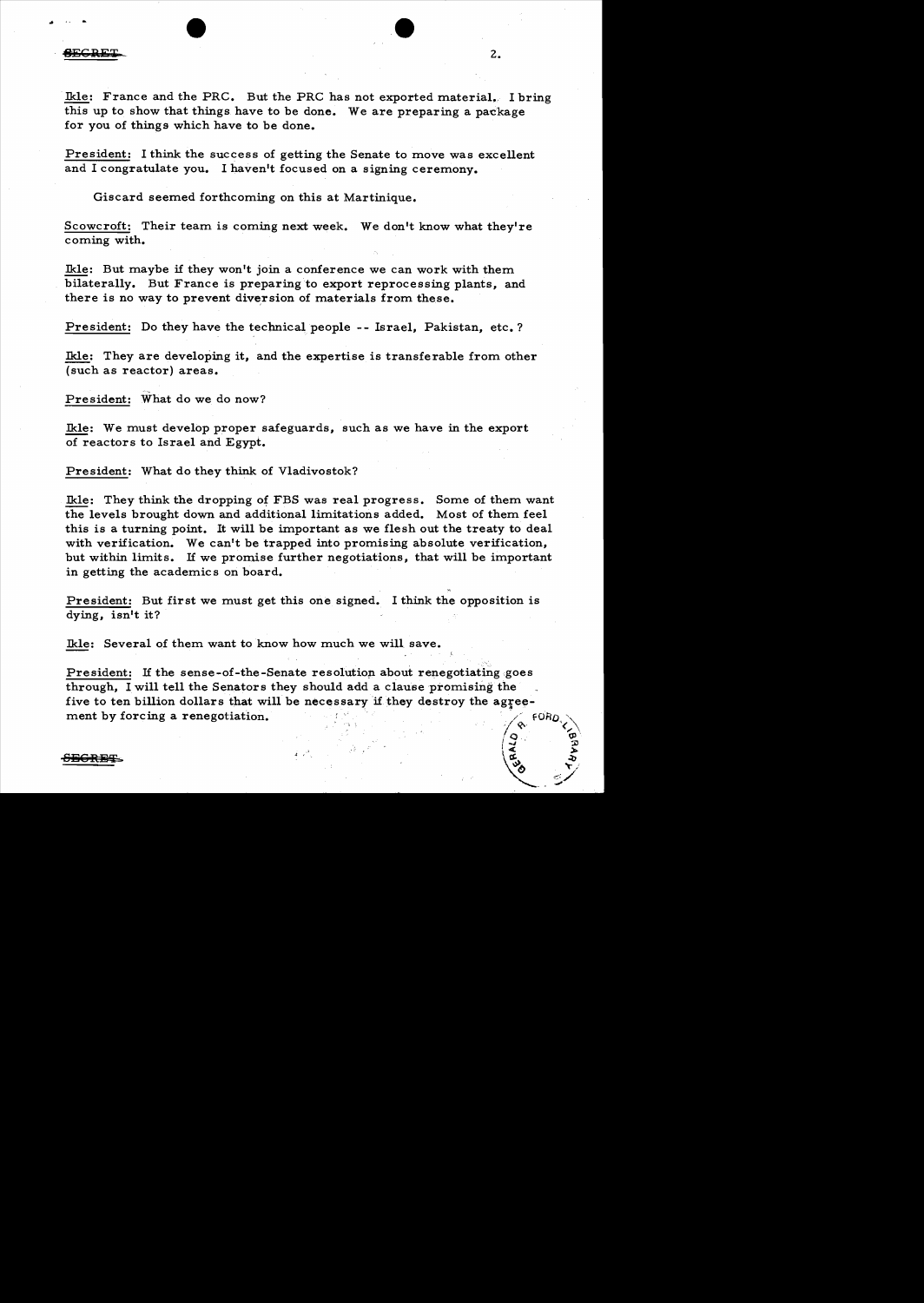Ikle: France and the PRC. But the PRC has not exported material. I bring this up to show that things have to be done. We are preparing a package for you of things which have to be done.

President: I think the success of getting the Senate to move was excellent and I congratulate you. I haven't focused on a signing ceremony.

Giscard seemed forthcoming on this at Martinique.

Scowcroft: Their team is coming next week. We don't know what they're coming with.

Ikle: But maybe if they won't join a conference we can work with them bilaterally. But France is preparing to export reprocessing plants, and there is no way to prevent diversion of materials from these.

President: Do they have the technical people -- Israel, Pakistan, etc.?

Ikle: They are developing it, and the expertise is transferable from other (such as reactor) areas.

President: What do we do now?

Ikle: We must develop proper safeguards, such as we have in the export of reactors to Israel and Egypt.

President: What do they think of Vladivostok?

Ikle: They think the dropping of FBS was real progress. Some of them want the levels brought down and additional limitations added. Most of them feel this is a turning point. It will be important as we flesh out the treaty to deal with verification. We can't be trapped into promising absolute verification, but within limits. If we promise further negotiations, that will be important in getting the academics on board.

President: But first we must get this one signed. I think the opposition is dying, isn't it?

Ikle: Several of them want to know how much we will save.

President: If the sense-of-the-Senate resolution about renegotiating goes through, I will tell the Senators they should add a clause promising the five to ten billion dollars that will be necessary if they destroy the agreement by forcing a renegotiation.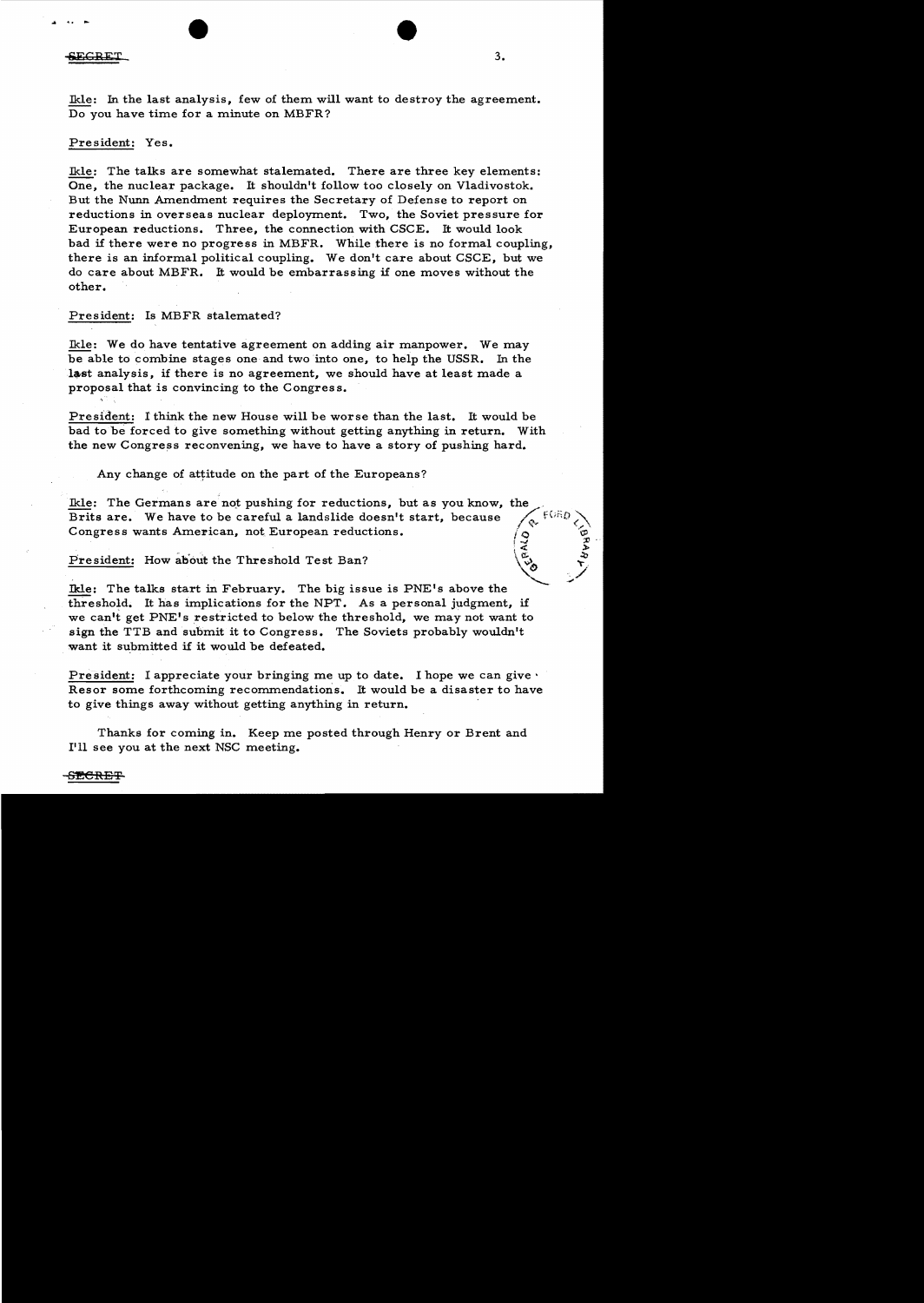SECRET

Ikle: In the last analysis, few of them will want to destroy the agreement. Do you have time for a minute on MBFR?

President: Yes.

Ikle: The talks are somewhat stalemated. There are three key elements: One, the nuclear package. It shouldn't follow too closely on Vladivostok. But the Nunn Amendment requires the Secretary of Defense to report on reductions in overseas nuclear deployment. Two, the Soviet pressure for European reductions. Three, the connection with CSCE. It would look bad if there were no progress in MBFR. While there is no formal coupling, there is an informal political coupling. We don't care about CSCE, but we do care about MBFR. It would be embarrassing if one moves without the other.

President: Is MBFR stalemated?

Ikle: We do have tentative agreement on adding air manpower. We may be able to combine stages one and two into one, to help the USSR. In the last analysis, if there is no agreement, we should have at least made a proposal that is convincing to the Congress.

President: I think the new House will be worse than the last. It would be bad to be forced to give something without getting anything in return. With the new Congress reconvening, we have to have a story of pushing hard.

Any change of attitude on the part of the Europeans?

Ikle: The Germans are not pushing for reductions, but as you know, the Brits are. We have to be careful a landslide doesn't start, because Congress wants American, not European reductions.

President: How about the Threshold Test Ban?

Ikle: The talks start in February. The big issue is PNE's above the threshold. It has implications for the NPT. As a personal judgment, if we can't get PNE's restricted to below the threshold, we may not want to sign the TTB and submit it to Congress. The Soviets probably wouldn't want it submitted if it would be defeated.

President: I appreciate your bringing me up to date. I hope we can give Resor some forthcoming recommendations. It would be a disaster to have to give things away without getting anything in return.

Thanks for coming in. Keep me posted through Henry or Brent and I'll see you at the next NSC meeting.

SECRET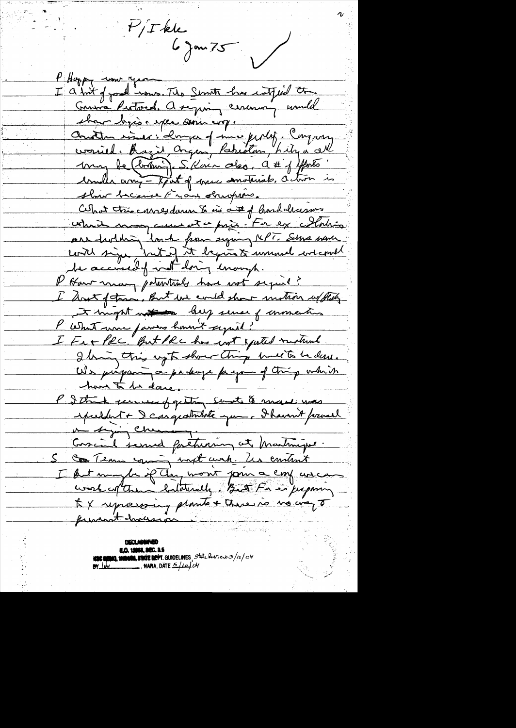P/I kk
6 Jan 75

P Happy new year

I A lot of good news. The Senate has ratified the Geneva Protocol. A signing ceremony would show bio + chem ~~aren't~~ conv.

Another issue: danger of nuc proliferation. Conquering world. Brazil, Argentina, Pakistan, Libya & all may be (looking). S. Korea also. A # of efforts underway – Part of nuc materials. Action is slow because Fr. and Germans.

What this comes down to is a # of hard decisions which may come at a price – For ex Italians are holding back from signing NPT. Some maybe will sign but if it begins to unravel we could be accused of not doing enough.

P How many potentials have not signed?

I Most of them. But we could show motion w/ Italy. It might ~~~~ keep sense of momentum

P What nuc powers haven't signed?

I Fr + PRC. But PRC has not exported material. I bring this up to show things need to be done. We're preparing a package for you of things which have to be done.

P I think success of getting Senate to move was excellent + I congratulate you. I haven't pursued on signing ceremony.

Giscard seemed forthcoming at Martinique.

S ~~So~~ Team coming next week. Is content

I But maybe if they won't join a conf we can work with them bilaterally. But Fr is preparing to x reprocessing plants + there is no way to prevent diversion.

DECLASSIFIED
E.O. 12958, SEC. 3.5
NSC MEMO, 11/24/98, STATE DEPT. GUIDELINES, State Review 3/10/04
BY [illegible], NARA, DATE 5/10/04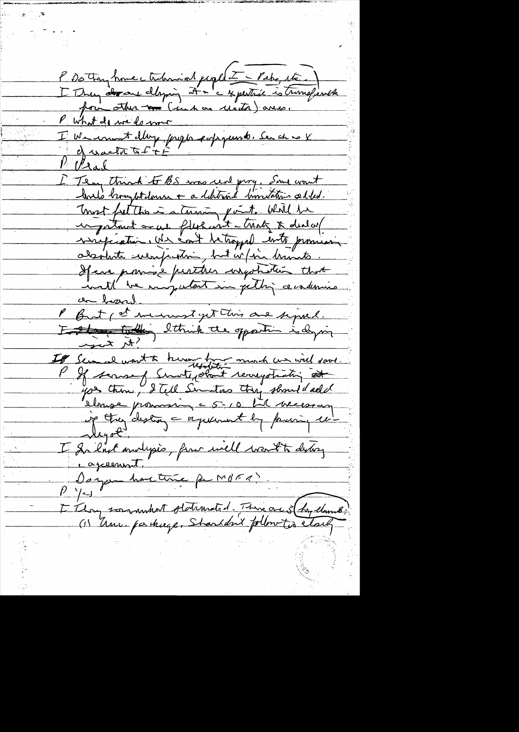P Do they have technical people (I – Pake, etc.)

I They are dlaying it + expertise is transferable from other (such as water) areas.

P What do we do now

I We must delay progress safeguards. See Chernow & of water TT + F

P Plead

I Teng think TTBS was real prog. Some want levels brought down + additional limitations added. Most feel this is a turning point. Will be important as we flesh out – treaty & dialog verification. We can't be trapped into promising absolute verification, but w/in limits. If we promise further negotiation that will be important in getting academics on board.

P But 1st we must get this one signed. I think the opposition is dying isn't it?

I Senate want to know how much we will save.

P If sense of Senate, about renegotiating – [Resolution] get them, I tell Senators they should add clause promising 5–10 kt necessary if they destroy agreement by passing resolution.

I In last analysis, few will want to destroy agreement.

Do you have time for MBFR?

P Yes

I They somewhat stalemated. There are 3 key elements: (1) Nuc. package. Shouldn't follow too closely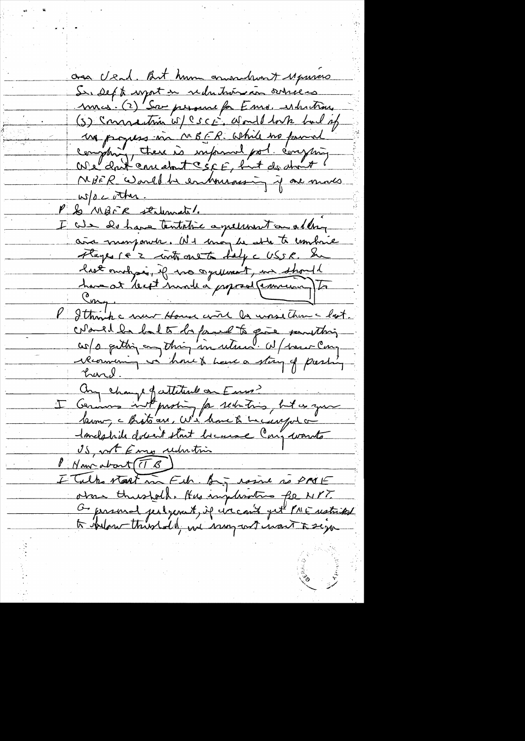our deal. But main ammendment Sauvagnargues

Sr. Dept wont see reductions in our forces in 1976. (2) See pressure for Euro. reductions. (3) Connection w/ CSCE. Would look bad if no progress in MBFR. While no formal coupling, there is informal pol. coupling. We don't care about CSCE, but do about MBFR. Would be embarrassing if one moves w/o c other.

P So MBFR stalemate?

I We do have tentative agreement on adding air manpower. We may be able to combine Phases I & 2 into one to help c USSR. In last analysis, if no agreement, we should have at least made a proposal (removing) to Cong.

P I think c new House will be worse than c last. Would be bad to be forced to give something w/o getting anything in return. W/ new Cong coming in we have to have a story of pushing hard.

Any change of attitude on Euros?

I Germans not pushing for reductions, but as you know, c Brits are. We have to be careful a landslide doesn't start because Cong wants US, not Euro reduction

P How about (TTB)

I Talks start in Feb. Big issue is PNE above threshold. Has implications for NPT. Gr personal judgment, if we can't get PNE restricted to below threshold, we may not want to sign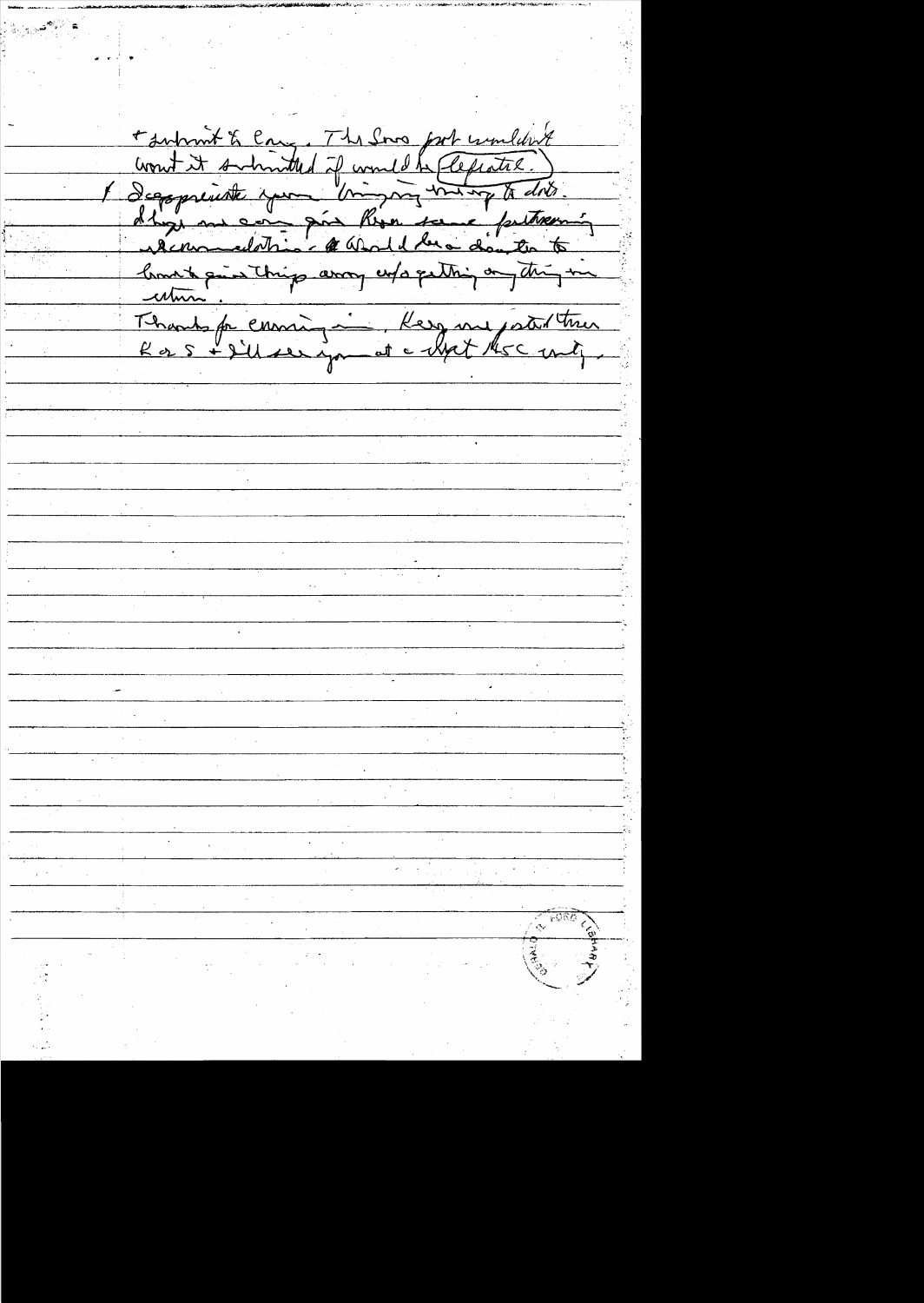+ submit to Cong. The Sov port wouldn't want it submitted if would be (defeated.)

I appreciate your bringing Ivory to dock.

I hope we can give Ron some forthcoming accommodation – would be a disaster to break gains things away w/o getting anything in return.

Thanks for coming in. Keep me posted thru K or S + I'll see you at a Dept MSC mtg.